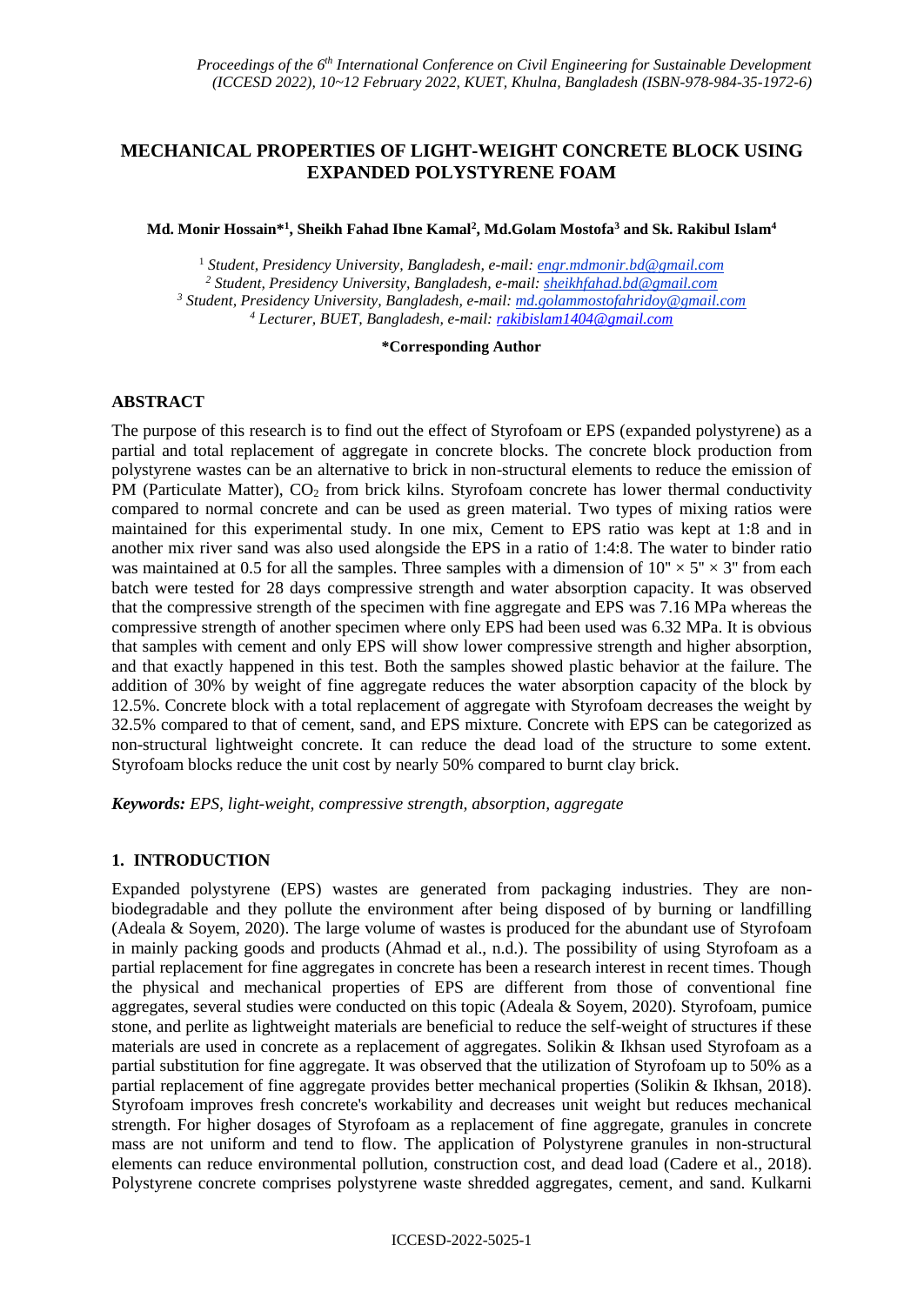# MECHANICAL PROPERTIES OF LIGHT-WEIGHT CONCRETE BLOCK USING EXPANDED POLYSTYRENE FOAM

**Md. Monir Hossain*[1], Sheikh Fahad Ibne Kamal[2], Md.Golam Mostofa[3] and Sk. Rakibul Islam[4]**

[1] *Student, Presidency University, Bangladesh, e-mail: engr.mdmonir.bd@gmail.com*
[2] *Student, Presidency University, Bangladesh, e-mail: sheikhfahad.bd@gmail.com*
[3] *Student, Presidency University, Bangladesh, e-mail: md.golammostofahridoy@gmail.com*
[4] *Lecturer, BUET, Bangladesh, e-mail: rakibislam1404@gmail.com*

**\*Corresponding Author**

## ABSTRACT

The purpose of this research is to find out the effect of Styrofoam or EPS (expanded polystyrene) as a partial and total replacement of aggregate in concrete blocks. The concrete block production from polystyrene wastes can be an alternative to brick in non-structural elements to reduce the emission of PM (Particulate Matter), $CO_2$ from brick kilns. Styrofoam concrete has lower thermal conductivity compared to normal concrete and can be used as green material. Two types of mixing ratios were maintained for this experimental study. In one mix, Cement to EPS ratio was kept at 1:8 and in another mix river sand was also used alongside the EPS in a ratio of 1:4:8. The water to binder ratio was maintained at 0.5 for all the samples. Three samples with a dimension of 10" × 5" × 3" from each batch were tested for 28 days compressive strength and water absorption capacity. It was observed that the compressive strength of the specimen with fine aggregate and EPS was 7.16 MPa whereas the compressive strength of another specimen where only EPS had been used was 6.32 MPa. It is obvious that samples with cement and only EPS will show lower compressive strength and higher absorption, and that exactly happened in this test. Both the samples showed plastic behavior at the failure. The addition of 30% by weight of fine aggregate reduces the water absorption capacity of the block by 12.5%. Concrete block with a total replacement of aggregate with Styrofoam decreases the weight by 32.5% compared to that of cement, sand, and EPS mixture. Concrete with EPS can be categorized as non-structural lightweight concrete. It can reduce the dead load of the structure to some extent. Styrofoam blocks reduce the unit cost by nearly 50% compared to burnt clay brick.

***Keywords:** EPS, light-weight, compressive strength, absorption, aggregate*

## 1. INTRODUCTION

Expanded polystyrene (EPS) wastes are generated from packaging industries. They are non-biodegradable and they pollute the environment after being disposed of by burning or landfilling (Adeala & Soyem, 2020). The large volume of wastes is produced for the abundant use of Styrofoam in mainly packing goods and products (Ahmad et al., n.d.). The possibility of using Styrofoam as a partial replacement for fine aggregates in concrete has been a research interest in recent times. Though the physical and mechanical properties of EPS are different from those of conventional fine aggregates, several studies were conducted on this topic (Adeala & Soyem, 2020). Styrofoam, pumice stone, and perlite as lightweight materials are beneficial to reduce the self-weight of structures if these materials are used in concrete as a replacement of aggregates. Solikin & Ikhsan used Styrofoam as a partial substitution for fine aggregate. It was observed that the utilization of Styrofoam up to 50% as a partial replacement of fine aggregate provides better mechanical properties (Solikin & Ikhsan, 2018). Styrofoam improves fresh concrete's workability and decreases unit weight but reduces mechanical strength. For higher dosages of Styrofoam as a replacement of fine aggregate, granules in concrete mass are not uniform and tend to flow. The application of Polystyrene granules in non-structural elements can reduce environmental pollution, construction cost, and dead load (Cadere et al., 2018). Polystyrene concrete comprises polystyrene waste shredded aggregates, cement, and sand. Kulkarni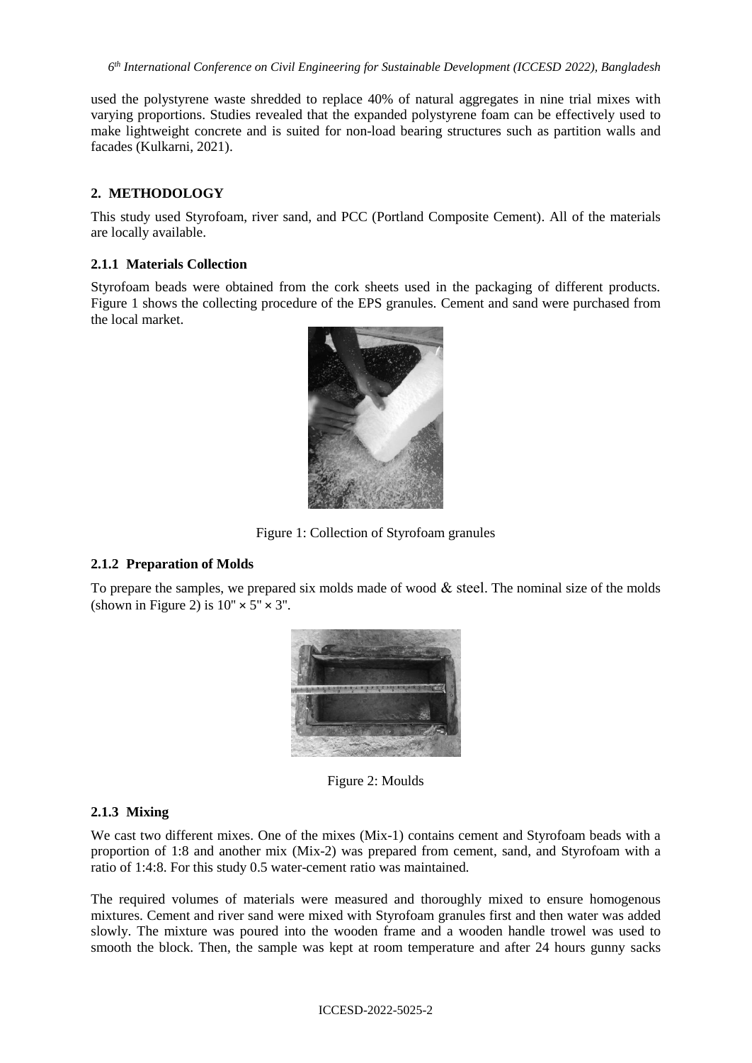used the polystyrene waste shredded to replace 40% of natural aggregates in nine trial mixes with varying proportions. Studies revealed that the expanded polystyrene foam can be effectively used to make lightweight concrete and is suited for non-load bearing structures such as partition walls and facades (Kulkarni, 2021).

## 2. METHODOLOGY

This study used Styrofoam, river sand, and PCC (Portland Composite Cement). All of the materials are locally available.

### 2.1.1 Materials Collection

Styrofoam beads were obtained from the cork sheets used in the packaging of different products. Figure 1 shows the collecting procedure of the EPS granules. Cement and sand were purchased from the local market.

Figure 1: Collection of Styrofoam granules

### 2.1.2 Preparation of Molds

To prepare the samples, we prepared six molds made of wood & steel. The nominal size of the molds (shown in Figure 2) is 10" × 5" × 3".

Figure 2: Moulds

### 2.1.3 Mixing

We cast two different mixes. One of the mixes (Mix-1) contains cement and Styrofoam beads with a proportion of 1:8 and another mix (Mix-2) was prepared from cement, sand, and Styrofoam with a ratio of 1:4:8. For this study 0.5 water-cement ratio was maintained.

The required volumes of materials were measured and thoroughly mixed to ensure homogenous mixtures. Cement and river sand were mixed with Styrofoam granules first and then water was added slowly. The mixture was poured into the wooden frame and a wooden handle trowel was used to smooth the block. Then, the sample was kept at room temperature and after 24 hours gunny sacks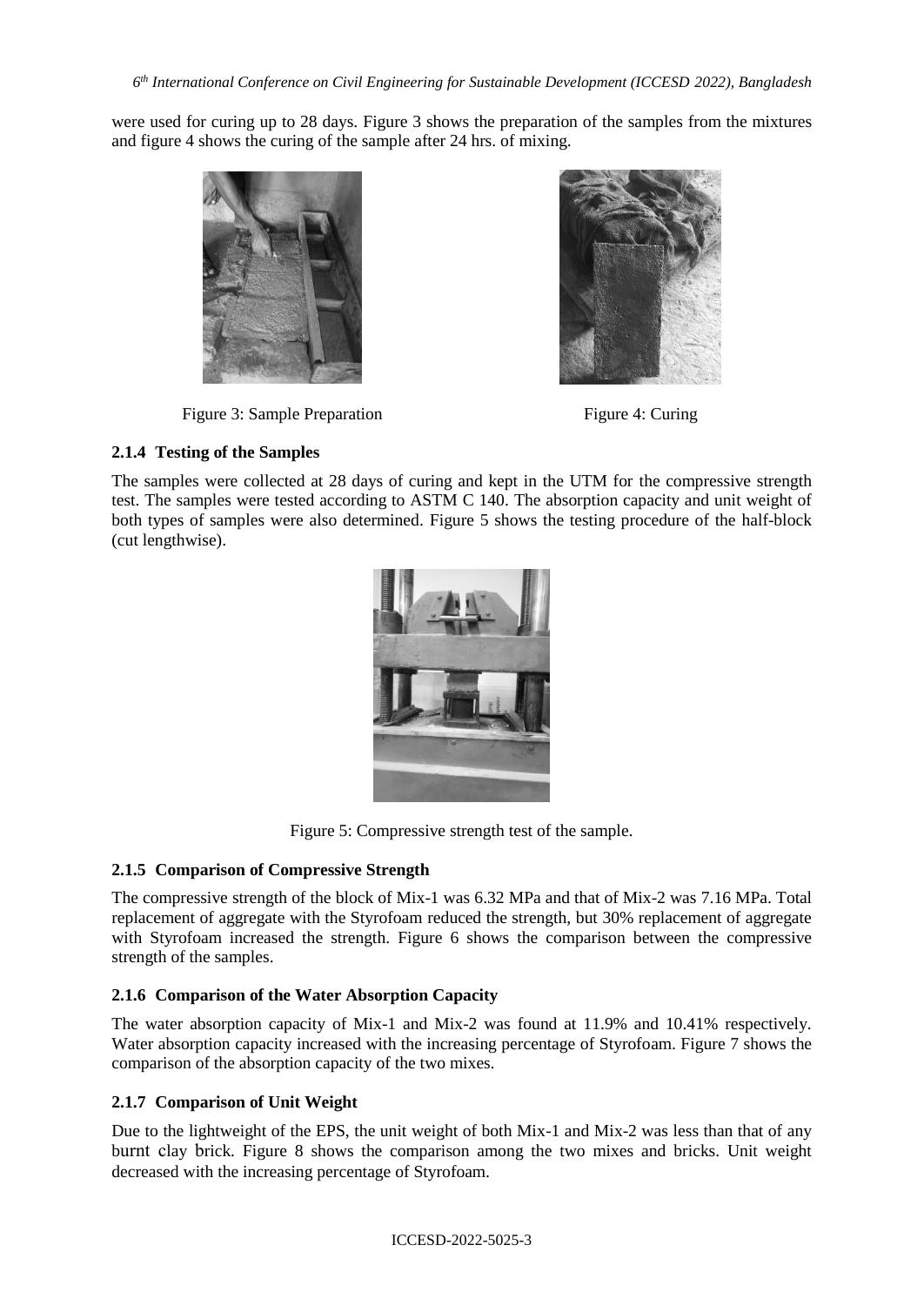were used for curing up to 28 days. Figure 3 shows the preparation of the samples from the mixtures and figure 4 shows the curing of the sample after 24 hrs. of mixing.

Figure 3: Sample Preparation

Figure 4: Curing

### 2.1.4 Testing of the Samples

The samples were collected at 28 days of curing and kept in the UTM for the compressive strength test. The samples were tested according to ASTM C 140. The absorption capacity and unit weight of both types of samples were also determined. Figure 5 shows the testing procedure of the half-block (cut lengthwise).

Figure 5: Compressive strength test of the sample.

### 2.1.5 Comparison of Compressive Strength

The compressive strength of the block of Mix-1 was 6.32 MPa and that of Mix-2 was 7.16 MPa. Total replacement of aggregate with the Styrofoam reduced the strength, but 30% replacement of aggregate with Styrofoam increased the strength. Figure 6 shows the comparison between the compressive strength of the samples.

### 2.1.6 Comparison of the Water Absorption Capacity

The water absorption capacity of Mix-1 and Mix-2 was found at 11.9% and 10.41% respectively. Water absorption capacity increased with the increasing percentage of Styrofoam. Figure 7 shows the comparison of the absorption capacity of the two mixes.

### 2.1.7 Comparison of Unit Weight

Due to the lightweight of the EPS, the unit weight of both Mix-1 and Mix-2 was less than that of any burnt clay brick. Figure 8 shows the comparison among the two mixes and bricks. Unit weight decreased with the increasing percentage of Styrofoam.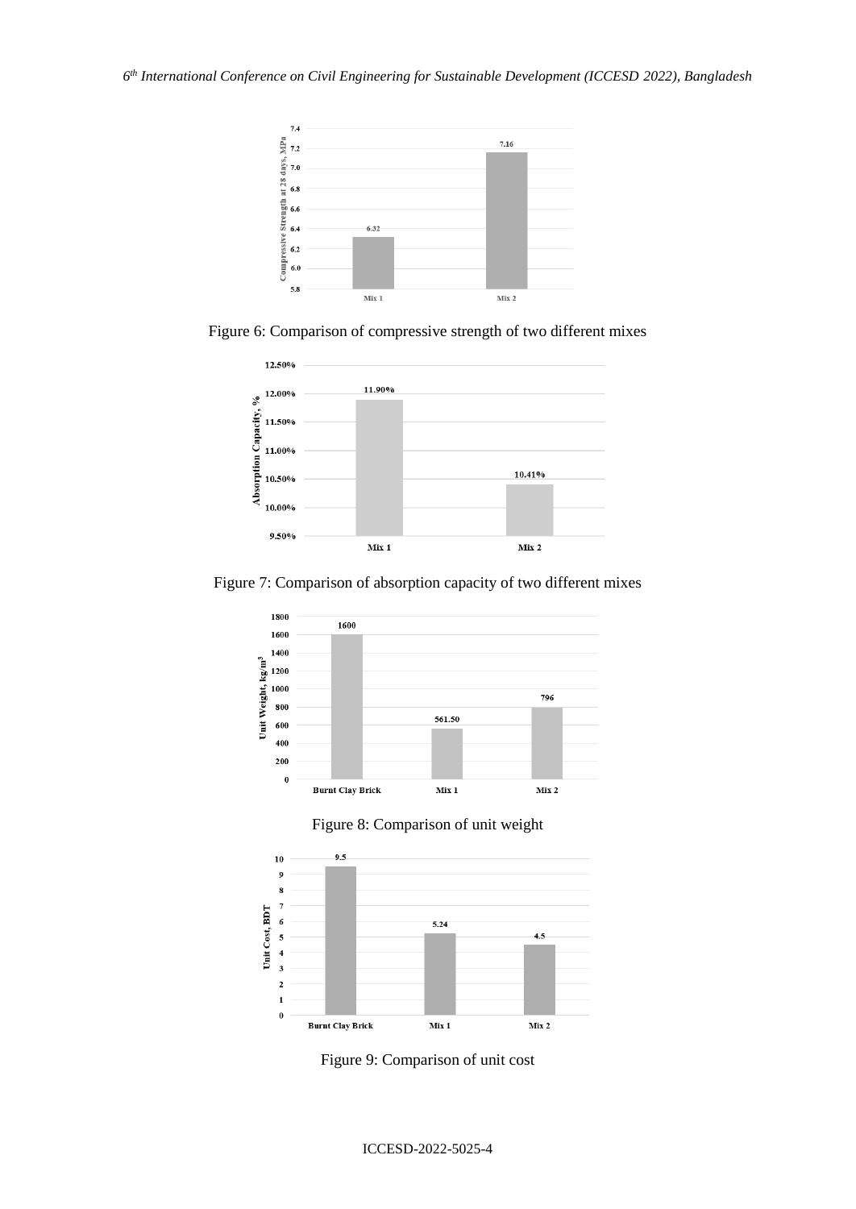Figure 6: Comparison of compressive strength of two different mixes

Figure 7: Comparison of absorption capacity of two different mixes

Figure 8: Comparison of unit weight

Figure 9: Comparison of unit cost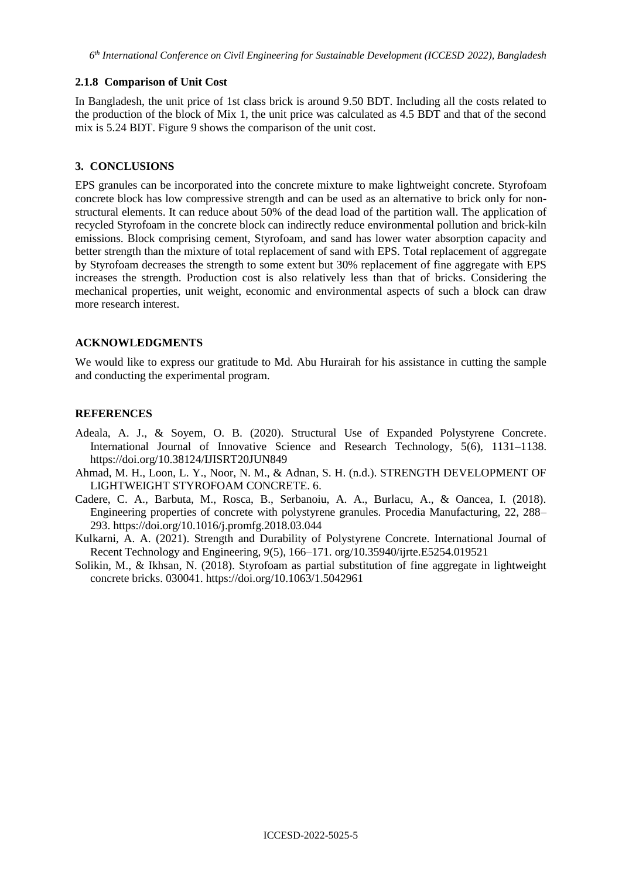### 2.1.8 Comparison of Unit Cost

In Bangladesh, the unit price of 1st class brick is around 9.50 BDT. Including all the costs related to the production of the block of Mix 1, the unit price was calculated as 4.5 BDT and that of the second mix is 5.24 BDT. Figure 9 shows the comparison of the unit cost.

## 3. CONCLUSIONS

EPS granules can be incorporated into the concrete mixture to make lightweight concrete. Styrofoam concrete block has low compressive strength and can be used as an alternative to brick only for non-structural elements. It can reduce about 50% of the dead load of the partition wall. The application of recycled Styrofoam in the concrete block can indirectly reduce environmental pollution and brick-kiln emissions. Block comprising cement, Styrofoam, and sand has lower water absorption capacity and better strength than the mixture of total replacement of sand with EPS. Total replacement of aggregate by Styrofoam decreases the strength to some extent but 30% replacement of fine aggregate with EPS increases the strength. Production cost is also relatively less than that of bricks. Considering the mechanical properties, unit weight, economic and environmental aspects of such a block can draw more research interest.

## ACKNOWLEDGMENTS

We would like to express our gratitude to Md. Abu Hurairah for his assistance in cutting the sample and conducting the experimental program.

## REFERENCES

Adeala, A. J., & Soyem, O. B. (2020). Structural Use of Expanded Polystyrene Concrete. International Journal of Innovative Science and Research Technology, 5(6), 1131–1138. https://doi.org/10.38124/IJISRT20JUN849

Ahmad, M. H., Loon, L. Y., Noor, N. M., & Adnan, S. H. (n.d.). STRENGTH DEVELOPMENT OF LIGHTWEIGHT STYROFOAM CONCRETE. 6.

Cadere, C. A., Barbuta, M., Rosca, B., Serbanoiu, A. A., Burlacu, A., & Oancea, I. (2018). Engineering properties of concrete with polystyrene granules. Procedia Manufacturing, 22, 288–293. https://doi.org/10.1016/j.promfg.2018.03.044

Kulkarni, A. A. (2021). Strength and Durability of Polystyrene Concrete. International Journal of Recent Technology and Engineering, 9(5), 166–171. org/10.35940/ijrte.E5254.019521

Solikin, M., & Ikhsan, N. (2018). Styrofoam as partial substitution of fine aggregate in lightweight concrete bricks. 030041. https://doi.org/10.1063/1.5042961